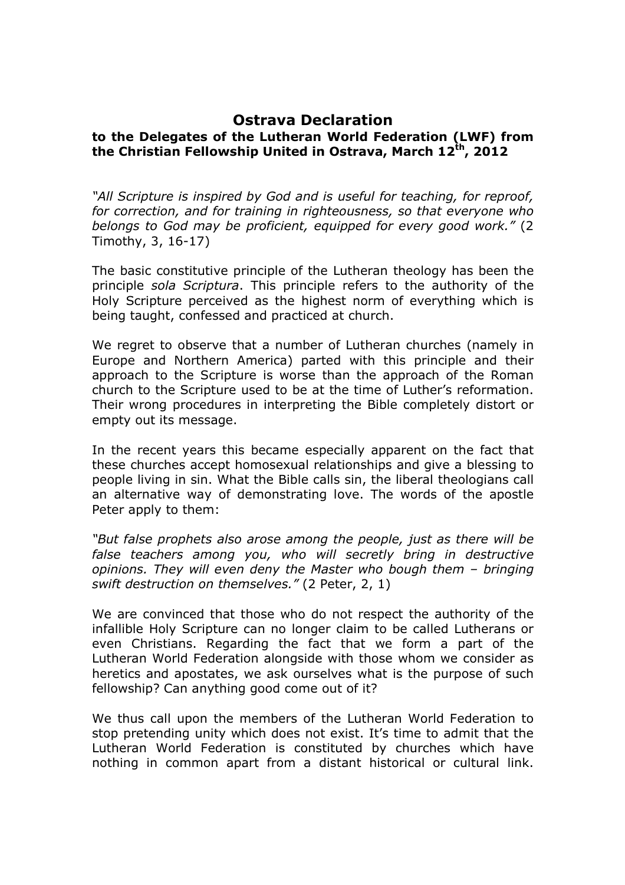# Ostrava Declaration

## to the Delegates of the Lutheran World Federation (LWF) from the Christian Fellowship United in Ostrava, March 12th, 2012

*"All Scripture is inspired by God and is useful for teaching, for reproof, for correction, and for training in righteousness, so that everyone who belongs to God may be proficient, equipped for every good work."* (2 Timothy, 3, 16-17)

The basic constitutive principle of the Lutheran theology has been the principle *sola Scriptura*. This principle refers to the authority of the Holy Scripture perceived as the highest norm of everything which is being taught, confessed and practiced at church.

We regret to observe that a number of Lutheran churches (namely in Europe and Northern America) parted with this principle and their approach to the Scripture is worse than the approach of the Roman church to the Scripture used to be at the time of Luther's reformation. Their wrong procedures in interpreting the Bible completely distort or empty out its message.

In the recent years this became especially apparent on the fact that these churches accept homosexual relationships and give a blessing to people living in sin. What the Bible calls sin, the liberal theologians call an alternative way of demonstrating love. The words of the apostle Peter apply to them:

*"But false prophets also arose among the people, just as there will be false teachers among you, who will secretly bring in destructive opinions. They will even deny the Master who bough them – bringing swift destruction on themselves."* (2 Peter, 2, 1)

We are convinced that those who do not respect the authority of the infallible Holy Scripture can no longer claim to be called Lutherans or even Christians. Regarding the fact that we form a part of the Lutheran World Federation alongside with those whom we consider as heretics and apostates, we ask ourselves what is the purpose of such fellowship? Can anything good come out of it?

We thus call upon the members of the Lutheran World Federation to stop pretending unity which does not exist. It's time to admit that the Lutheran World Federation is constituted by churches which have nothing in common apart from a distant historical or cultural link.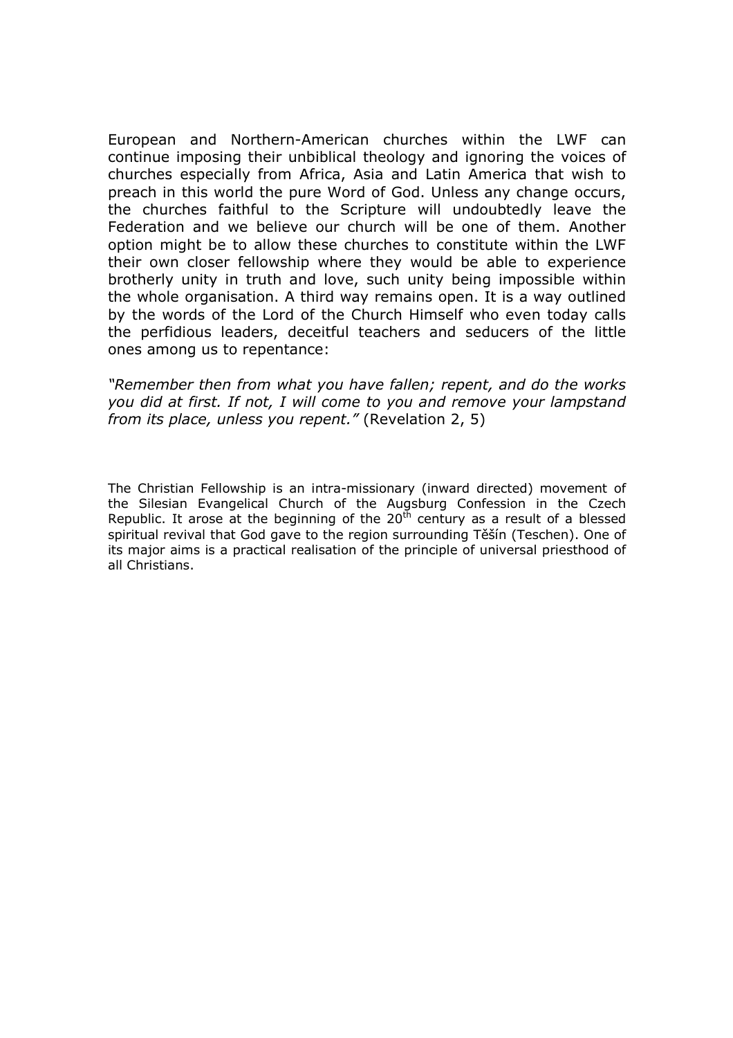European and Northern-American churches within the LWF can continue imposing their unbiblical theology and ignoring the voices of churches especially from Africa, Asia and Latin America that wish to preach in this world the pure Word of God. Unless any change occurs, the churches faithful to the Scripture will undoubtedly leave the Federation and we believe our church will be one of them. Another option might be to allow these churches to constitute within the LWF their own closer fellowship where they would be able to experience brotherly unity in truth and love, such unity being impossible within the whole organisation. A third way remains open. It is a way outlined by the words of the Lord of the Church Himself who even today calls the perfidious leaders, deceitful teachers and seducers of the little ones among us to repentance:

*"Remember then from what you have fallen; repent, and do the works you did at first. If not, I will come to you and remove your lampstand from its place, unless you repent."* (Revelation 2, 5)

The Christian Fellowship is an intra-missionary (inward directed) movement of the Silesian Evangelical Church of the Augsburg Confession in the Czech Republic. It arose at the beginning of the 20th century as a result of a blessed spiritual revival that God gave to the region surrounding Těšín (Teschen). One of its major aims is a practical realisation of the principle of universal priesthood of all Christians.